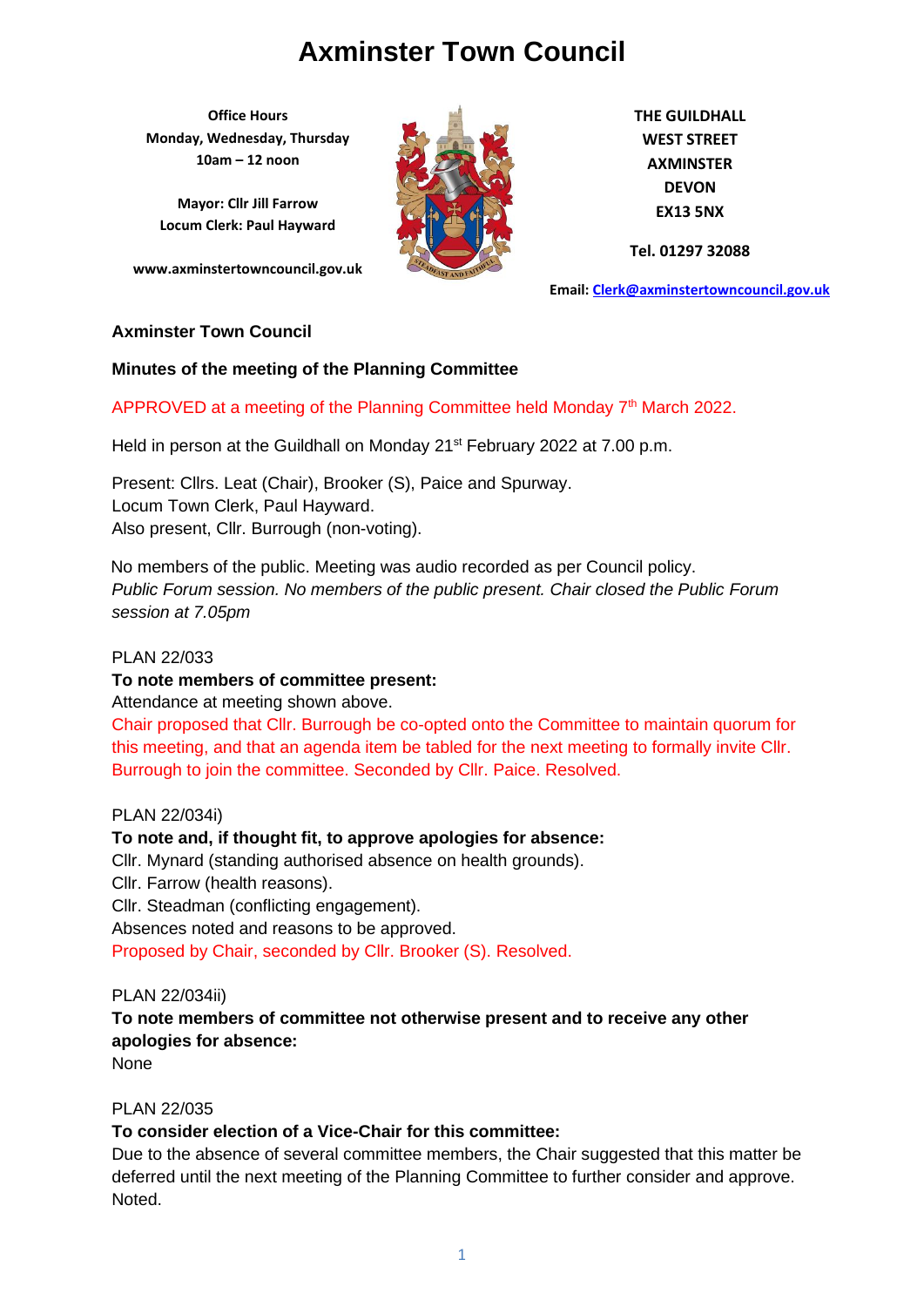# Axminster Town Council

**Office Hours**
**Monday, Wednesday, Thursday**
**10am – 12 noon**

**Mayor: Cllr Jill Farrow**
**Locum Clerk: Paul Hayward**

**www.axminstertowncouncil.gov.uk**

**THE GUILDHALL**
**WEST STREET**
**AXMINSTER**
**DEVON**
**EX13 5NX**

**Tel. 01297 32088**

**Email: Clerk@axminstertowncouncil.gov.uk**

**Axminster Town Council**

**Minutes of the meeting of the Planning Committee**

APPROVED at a meeting of the Planning Committee held Monday 7th March 2022.

Held in person at the Guildhall on Monday 21st February 2022 at 7.00 p.m.

Present: Cllrs. Leat (Chair), Brooker (S), Paice and Spurway.
Locum Town Clerk, Paul Hayward.
Also present, Cllr. Burrough (non-voting).

No members of the public. Meeting was audio recorded as per Council policy.
*Public Forum session. No members of the public present. Chair closed the Public Forum session at 7.05pm*

PLAN 22/033
**To note members of committee present:**
Attendance at meeting shown above.
Chair proposed that Cllr. Burrough be co-opted onto the Committee to maintain quorum for this meeting, and that an agenda item be tabled for the next meeting to formally invite Cllr. Burrough to join the committee. Seconded by Cllr. Paice. Resolved.

PLAN 22/034i)
**To note and, if thought fit, to approve apologies for absence:**
Cllr. Mynard (standing authorised absence on health grounds).
Cllr. Farrow (health reasons).
Cllr. Steadman (conflicting engagement).
Absences noted and reasons to be approved.
Proposed by Chair, seconded by Cllr. Brooker (S). Resolved.

PLAN 22/034ii)
**To note members of committee not otherwise present and to receive any other apologies for absence:**
None

PLAN 22/035
**To consider election of a Vice-Chair for this committee:**
Due to the absence of several committee members, the Chair suggested that this matter be deferred until the next meeting of the Planning Committee to further consider and approve.
Noted.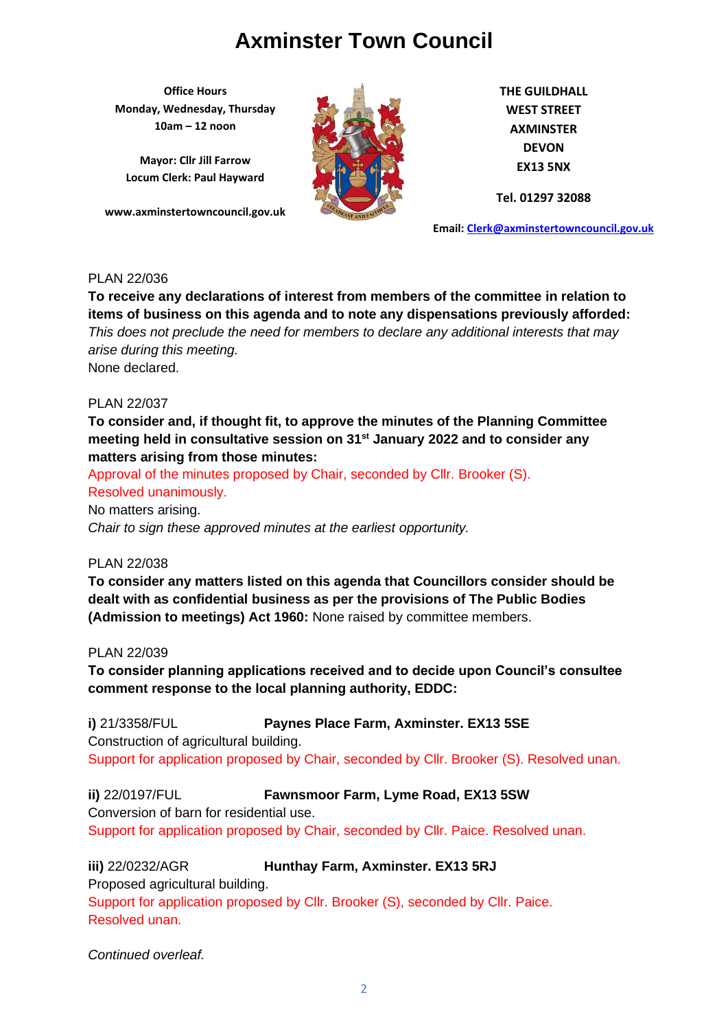# Axminster Town Council

**Office Hours**
**Monday, Wednesday, Thursday**
**10am – 12 noon**

**Mayor: Cllr Jill Farrow**
**Locum Clerk: Paul Hayward**

**www.axminstertowncouncil.gov.uk**

**THE GUILDHALL**
**WEST STREET**
**AXMINSTER**
**DEVON**
**EX13 5NX**

**Tel. 01297 32088**

**Email: Clerk@axminstertowncouncil.gov.uk**

PLAN 22/036

**To receive any declarations of interest from members of the committee in relation to items of business on this agenda and to note any dispensations previously afforded:** *This does not preclude the need for members to declare any additional interests that may arise during this meeting.*
None declared.

PLAN 22/037

**To consider and, if thought fit, to approve the minutes of the Planning Committee meeting held in consultative session on 31st January 2022 and to consider any matters arising from those minutes:**
Approval of the minutes proposed by Chair, seconded by Cllr. Brooker (S).
Resolved unanimously.
No matters arising.
*Chair to sign these approved minutes at the earliest opportunity.*

PLAN 22/038

**To consider any matters listed on this agenda that Councillors consider should be dealt with as confidential business as per the provisions of The Public Bodies (Admission to meetings) Act 1960:** None raised by committee members.

PLAN 22/039

**To consider planning applications received and to decide upon Council's consultee comment response to the local planning authority, EDDC:**

**i)** 21/3358/FUL **Paynes Place Farm, Axminster. EX13 5SE**
Construction of agricultural building.
Support for application proposed by Chair, seconded by Cllr. Brooker (S). Resolved unan.

**ii)** 22/0197/FUL **Fawnsmoor Farm, Lyme Road, EX13 5SW**
Conversion of barn for residential use.
Support for application proposed by Chair, seconded by Cllr. Paice. Resolved unan.

**iii)** 22/0232/AGR **Hunthay Farm, Axminster. EX13 5RJ**
Proposed agricultural building.
Support for application proposed by Cllr. Brooker (S), seconded by Cllr. Paice.
Resolved unan.

*Continued overleaf.*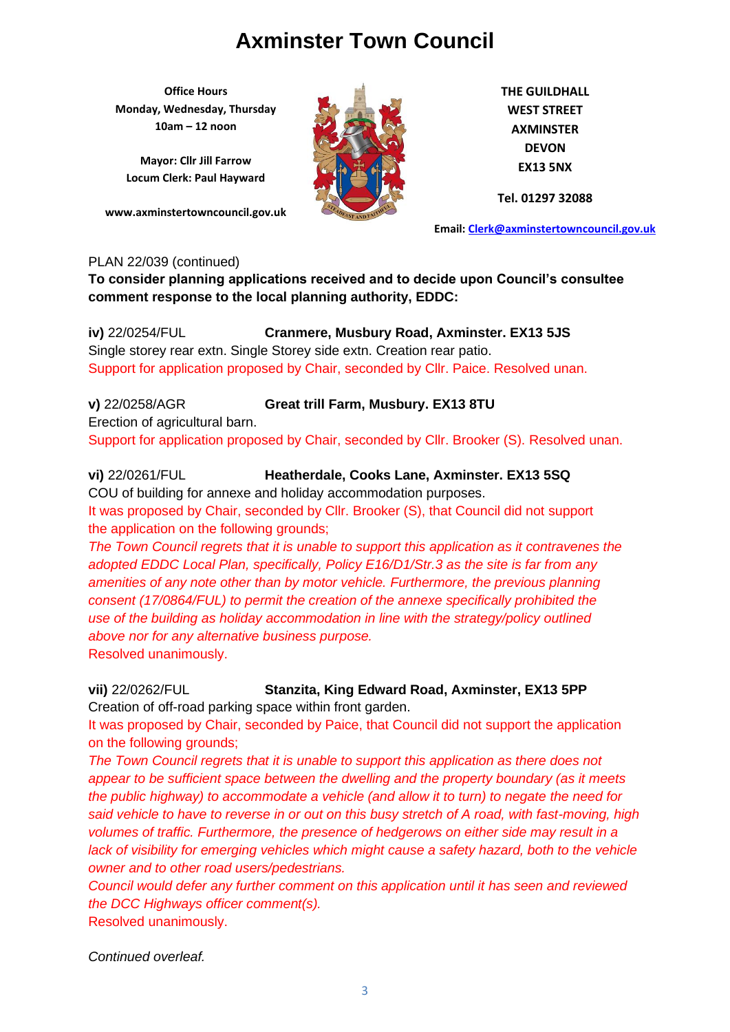# Axminster Town Council

**Office Hours**
**Monday, Wednesday, Thursday**
**10am – 12 noon**

**Mayor: Cllr Jill Farrow**
**Locum Clerk: Paul Hayward**

**www.axminstertowncouncil.gov.uk**

**THE GUILDHALL**
**WEST STREET**
**AXMINSTER**
**DEVON**
**EX13 5NX**

**Tel. 01297 32088**

**Email: Clerk@axminstertowncouncil.gov.uk**

PLAN 22/039 (continued)

**To consider planning applications received and to decide upon Council's consultee comment response to the local planning authority, EDDC:**

**iv)** 22/0254/FUL **Cranmere, Musbury Road, Axminster. EX13 5JS**
Single storey rear extn. Single Storey side extn. Creation rear patio.
Support for application proposed by Chair, seconded by Cllr. Paice. Resolved unan.

**v)** 22/0258/AGR **Great trill Farm, Musbury. EX13 8TU**
Erection of agricultural barn.
Support for application proposed by Chair, seconded by Cllr. Brooker (S). Resolved unan.

**vi)** 22/0261/FUL **Heatherdale, Cooks Lane, Axminster. EX13 5SQ**
COU of building for annexe and holiday accommodation purposes.
It was proposed by Chair, seconded by Cllr. Brooker (S), that Council did not support the application on the following grounds;
*The Town Council regrets that it is unable to support this application as it contravenes the adopted EDDC Local Plan, specifically, Policy E16/D1/Str.3 as the site is far from any amenities of any note other than by motor vehicle. Furthermore, the previous planning consent (17/0864/FUL) to permit the creation of the annexe specifically prohibited the use of the building as holiday accommodation in line with the strategy/policy outlined above nor for any alternative business purpose.*
Resolved unanimously.

**vii)** 22/0262/FUL **Stanzita, King Edward Road, Axminster, EX13 5PP**
Creation of off-road parking space within front garden.
It was proposed by Chair, seconded by Paice, that Council did not support the application on the following grounds;
*The Town Council regrets that it is unable to support this application as there does not appear to be sufficient space between the dwelling and the property boundary (as it meets the public highway) to accommodate a vehicle (and allow it to turn) to negate the need for said vehicle to have to reverse in or out on this busy stretch of A road, with fast-moving, high volumes of traffic. Furthermore, the presence of hedgerows on either side may result in a lack of visibility for emerging vehicles which might cause a safety hazard, both to the vehicle owner and to other road users/pedestrians.*
*Council would defer any further comment on this application until it has seen and reviewed the DCC Highways officer comment(s).*
Resolved unanimously.

*Continued overleaf.*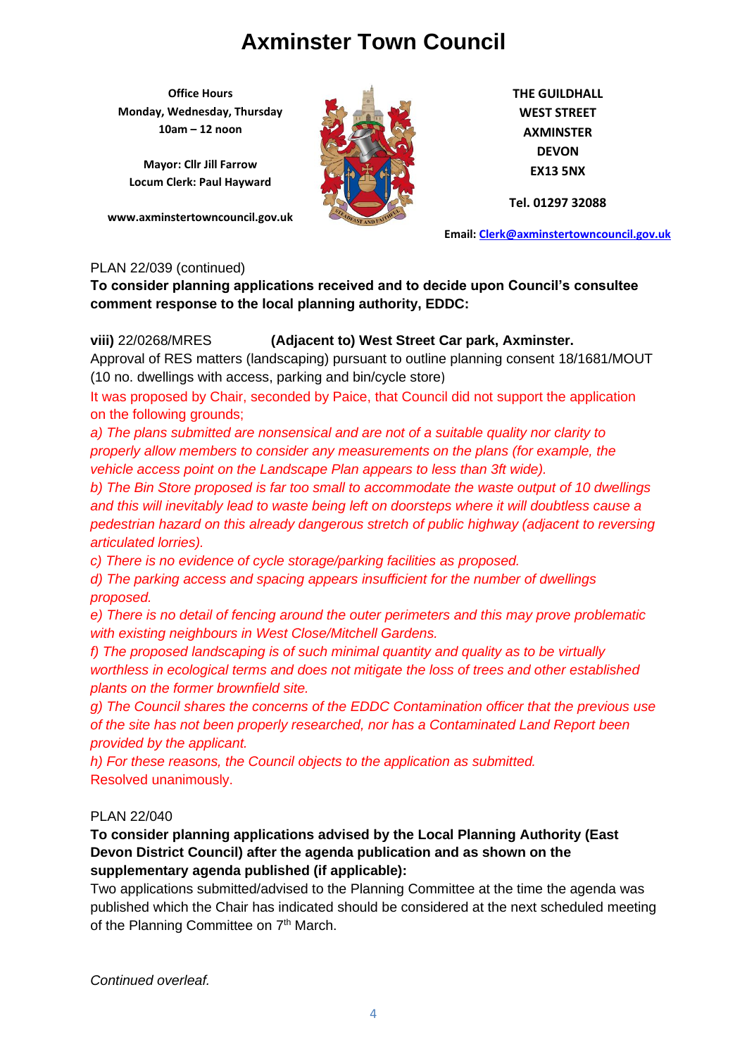# Axminster Town Council

**Office Hours**
**Monday, Wednesday, Thursday**
**10am – 12 noon**

**Mayor: Cllr Jill Farrow**
**Locum Clerk: Paul Hayward**

**www.axminstertowncouncil.gov.uk**

**THE GUILDHALL**
**WEST STREET**
**AXMINSTER**
**DEVON**
**EX13 5NX**

**Tel. 01297 32088**

**Email: Clerk@axminstertowncouncil.gov.uk**

PLAN 22/039 (continued)

**To consider planning applications received and to decide upon Council's consultee comment response to the local planning authority, EDDC:**

**viii)** 22/0268/MRES **(Adjacent to) West Street Car park, Axminster.**

Approval of RES matters (landscaping) pursuant to outline planning consent 18/1681/MOUT (10 no. dwellings with access, parking and bin/cycle store)

It was proposed by Chair, seconded by Paice, that Council did not support the application on the following grounds;

*a) The plans submitted are nonsensical and are not of a suitable quality nor clarity to properly allow members to consider any measurements on the plans (for example, the vehicle access point on the Landscape Plan appears to less than 3ft wide).*

*b) The Bin Store proposed is far too small to accommodate the waste output of 10 dwellings and this will inevitably lead to waste being left on doorsteps where it will doubtless cause a pedestrian hazard on this already dangerous stretch of public highway (adjacent to reversing articulated lorries).*

*c) There is no evidence of cycle storage/parking facilities as proposed.*

*d) The parking access and spacing appears insufficient for the number of dwellings proposed.*

*e) There is no detail of fencing around the outer perimeters and this may prove problematic with existing neighbours in West Close/Mitchell Gardens.*

*f) The proposed landscaping is of such minimal quantity and quality as to be virtually worthless in ecological terms and does not mitigate the loss of trees and other established plants on the former brownfield site.*

*g) The Council shares the concerns of the EDDC Contamination officer that the previous use of the site has not been properly researched, nor has a Contaminated Land Report been provided by the applicant.*

*h) For these reasons, the Council objects to the application as submitted.*

Resolved unanimously.

PLAN 22/040

**To consider planning applications advised by the Local Planning Authority (East Devon District Council) after the agenda publication and as shown on the supplementary agenda published (if applicable):**

Two applications submitted/advised to the Planning Committee at the time the agenda was published which the Chair has indicated should be considered at the next scheduled meeting of the Planning Committee on 7th March.

*Continued overleaf.*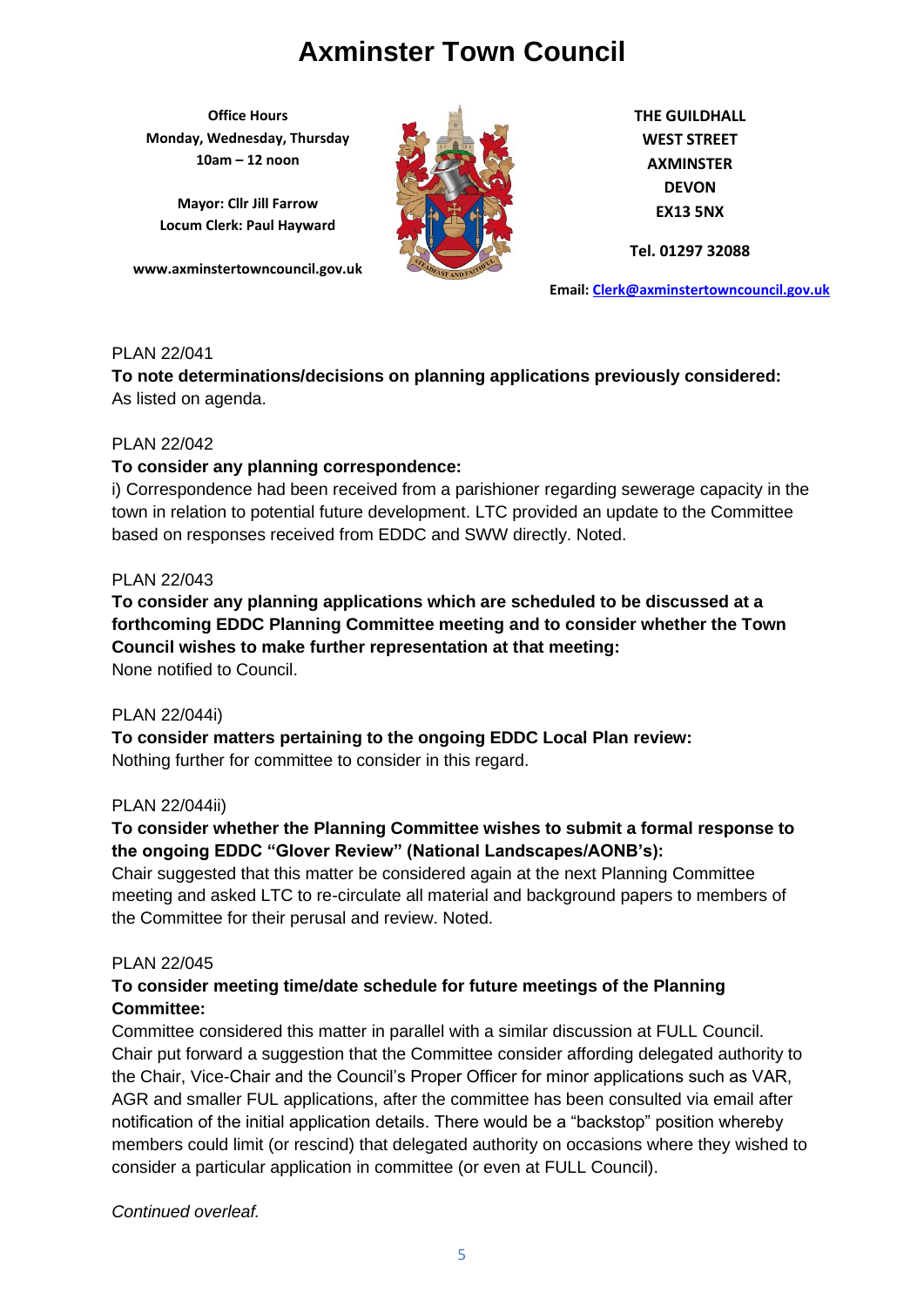# Axminster Town Council

**Office Hours**
**Monday, Wednesday, Thursday**
**10am – 12 noon**

**Mayor: Cllr Jill Farrow**
**Locum Clerk: Paul Hayward**

**www.axminstertowncouncil.gov.uk**

**THE GUILDHALL**
**WEST STREET**
**AXMINSTER**
**DEVON**
**EX13 5NX**

**Tel. 01297 32088**

**Email: Clerk@axminstertowncouncil.gov.uk**

PLAN 22/041

**To note determinations/decisions on planning applications previously considered:**
As listed on agenda.

PLAN 22/042

**To consider any planning correspondence:**
i) Correspondence had been received from a parishioner regarding sewerage capacity in the town in relation to potential future development. LTC provided an update to the Committee based on responses received from EDDC and SWW directly. Noted.

PLAN 22/043

**To consider any planning applications which are scheduled to be discussed at a forthcoming EDDC Planning Committee meeting and to consider whether the Town Council wishes to make further representation at that meeting:**
None notified to Council.

PLAN 22/044i)

**To consider matters pertaining to the ongoing EDDC Local Plan review:**
Nothing further for committee to consider in this regard.

PLAN 22/044ii)

**To consider whether the Planning Committee wishes to submit a formal response to the ongoing EDDC "Glover Review" (National Landscapes/AONB's):**
Chair suggested that this matter be considered again at the next Planning Committee meeting and asked LTC to re-circulate all material and background papers to members of the Committee for their perusal and review. Noted.

PLAN 22/045

**To consider meeting time/date schedule for future meetings of the Planning Committee:**
Committee considered this matter in parallel with a similar discussion at FULL Council. Chair put forward a suggestion that the Committee consider affording delegated authority to the Chair, Vice-Chair and the Council's Proper Officer for minor applications such as VAR, AGR and smaller FUL applications, after the committee has been consulted via email after notification of the initial application details. There would be a "backstop" position whereby members could limit (or rescind) that delegated authority on occasions where they wished to consider a particular application in committee (or even at FULL Council).

*Continued overleaf.*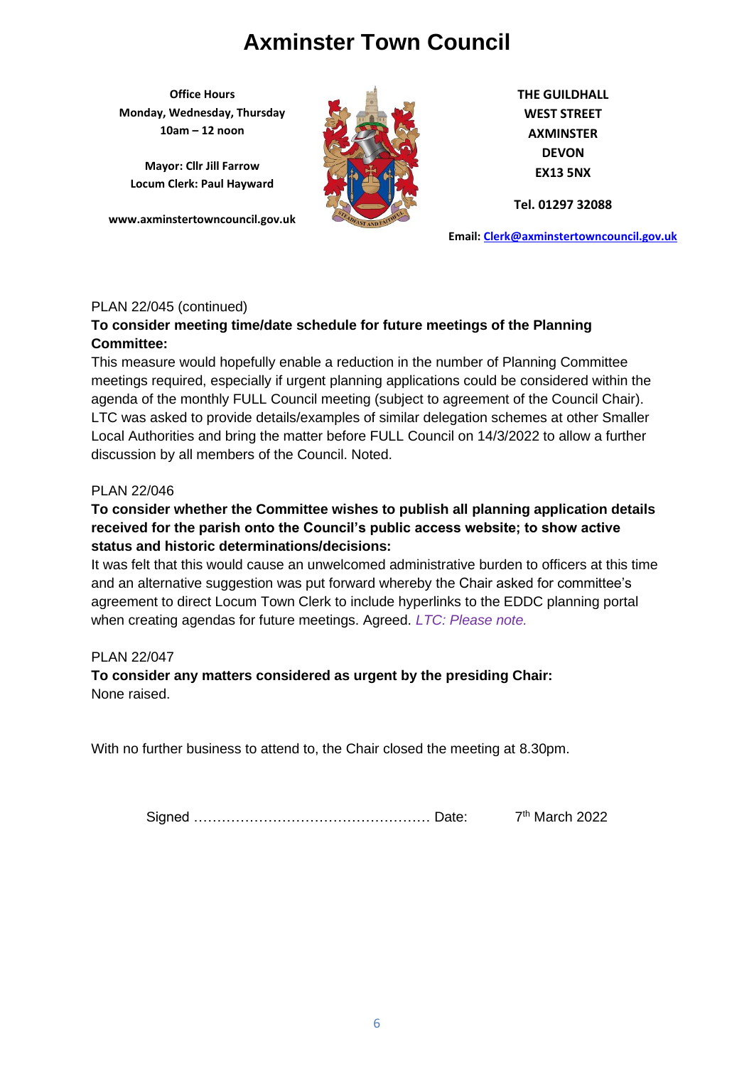# Axminster Town Council

**Office Hours**
**Monday, Wednesday, Thursday**
**10am – 12 noon**

**Mayor: Cllr Jill Farrow**
**Locum Clerk: Paul Hayward**

**www.axminstertowncouncil.gov.uk**

**THE GUILDHALL**
**WEST STREET**
**AXMINSTER**
**DEVON**
**EX13 5NX**

**Tel. 01297 32088**

**Email: Clerk@axminstertowncouncil.gov.uk**

PLAN 22/045 (continued)

**To consider meeting time/date schedule for future meetings of the Planning Committee:**

This measure would hopefully enable a reduction in the number of Planning Committee meetings required, especially if urgent planning applications could be considered within the agenda of the monthly FULL Council meeting (subject to agreement of the Council Chair). LTC was asked to provide details/examples of similar delegation schemes at other Smaller Local Authorities and bring the matter before FULL Council on 14/3/2022 to allow a further discussion by all members of the Council. Noted.

PLAN 22/046

**To consider whether the Committee wishes to publish all planning application details received for the parish onto the Council's public access website; to show active status and historic determinations/decisions:**

It was felt that this would cause an unwelcomed administrative burden to officers at this time and an alternative suggestion was put forward whereby the Chair asked for committee's agreement to direct Locum Town Clerk to include hyperlinks to the EDDC planning portal when creating agendas for future meetings. Agreed. *LTC: Please note.*

PLAN 22/047

**To consider any matters considered as urgent by the presiding Chair:**

None raised.

With no further business to attend to, the Chair closed the meeting at 8.30pm.

Signed …………………………………………… Date: 7th March 2022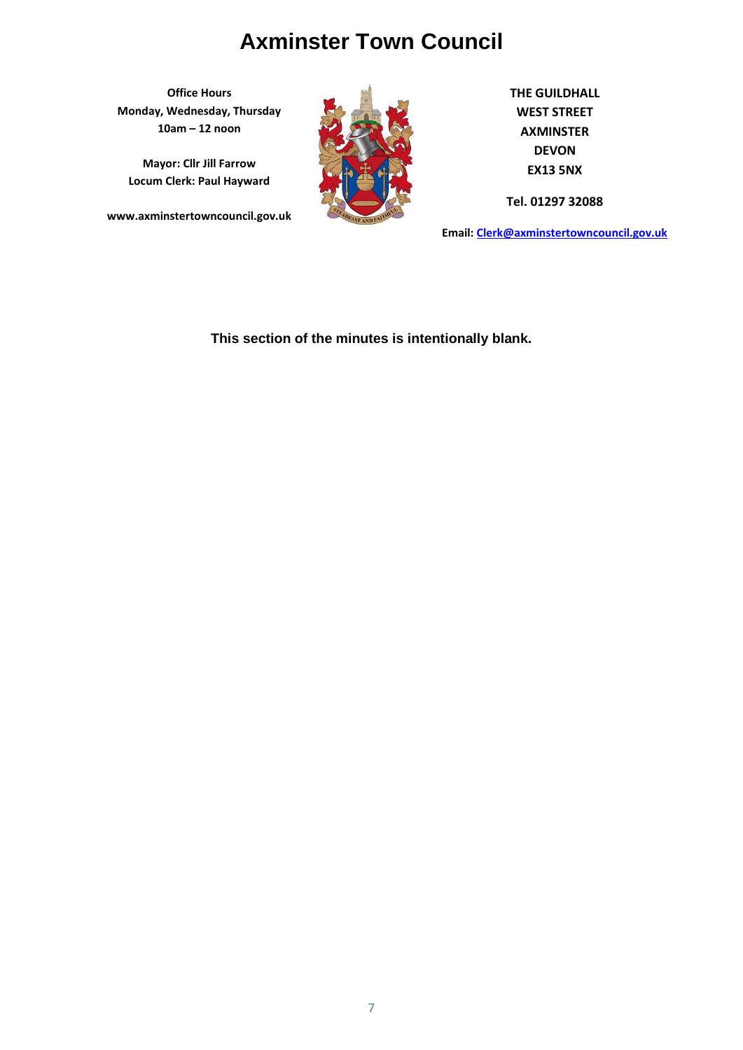# Axminster Town Council

**Office Hours**
**Monday, Wednesday, Thursday**
**10am – 12 noon**

**Mayor: Cllr Jill Farrow**
**Locum Clerk: Paul Hayward**

**www.axminstertowncouncil.gov.uk**

**THE GUILDHALL**
**WEST STREET**
**AXMINSTER**
**DEVON**
**EX13 5NX**

**Tel. 01297 32088**

**Email: Clerk@axminstertowncouncil.gov.uk**

**This section of the minutes is intentionally blank.**